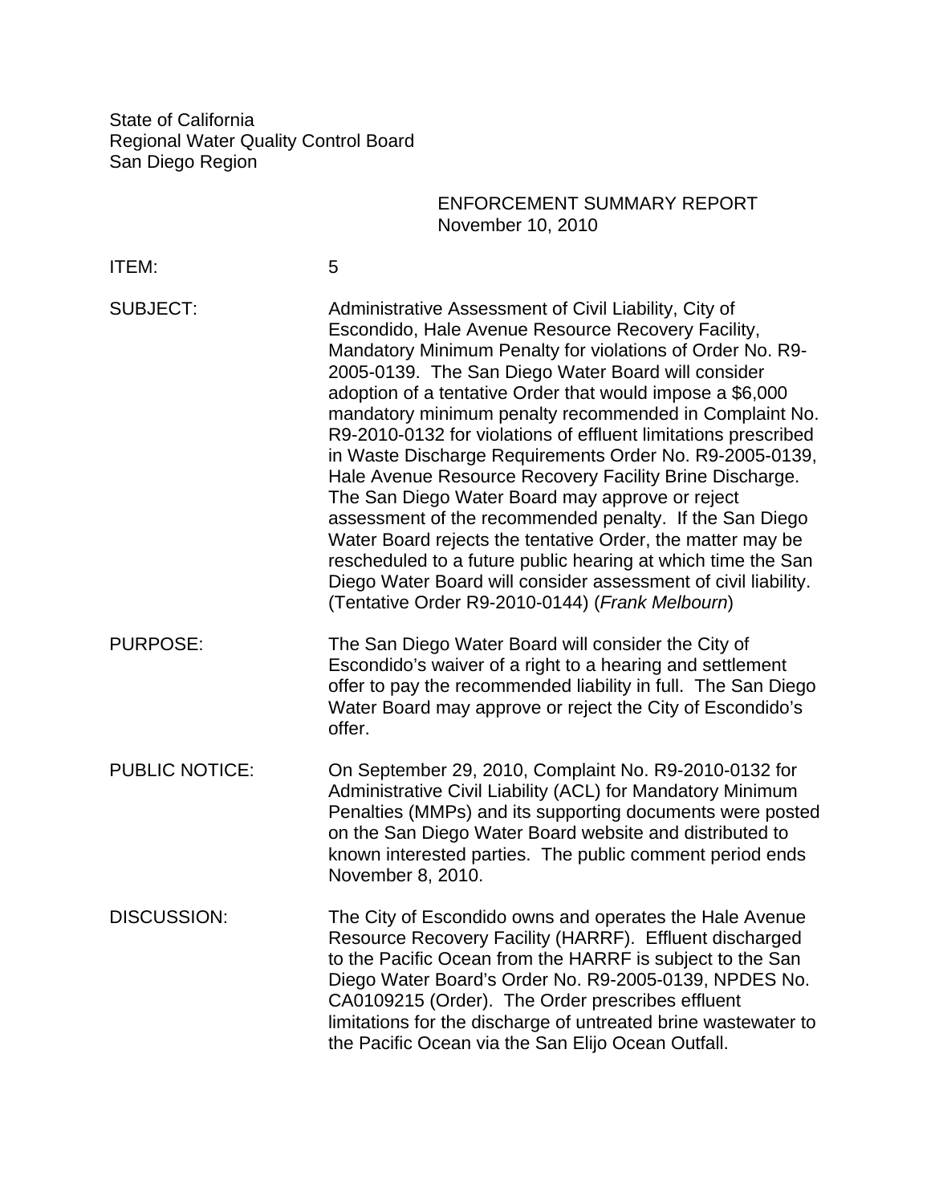State of California
Regional Water Quality Control Board
San Diego Region

ENFORCEMENT SUMMARY REPORT
November 10, 2010

ITEM: 5

SUBJECT: Administrative Assessment of Civil Liability, City of Escondido, Hale Avenue Resource Recovery Facility, Mandatory Minimum Penalty for violations of Order No. R9-2005-0139. The San Diego Water Board will consider adoption of a tentative Order that would impose a $6,000 mandatory minimum penalty recommended in Complaint No. R9-2010-0132 for violations of effluent limitations prescribed in Waste Discharge Requirements Order No. R9-2005-0139, Hale Avenue Resource Recovery Facility Brine Discharge. The San Diego Water Board may approve or reject assessment of the recommended penalty. If the San Diego Water Board rejects the tentative Order, the matter may be rescheduled to a future public hearing at which time the San Diego Water Board will consider assessment of civil liability. (Tentative Order R9-2010-0144) (*Frank Melbourn*)

PURPOSE: The San Diego Water Board will consider the City of Escondido's waiver of a right to a hearing and settlement offer to pay the recommended liability in full. The San Diego Water Board may approve or reject the City of Escondido's offer.

PUBLIC NOTICE: On September 29, 2010, Complaint No. R9-2010-0132 for Administrative Civil Liability (ACL) for Mandatory Minimum Penalties (MMPs) and its supporting documents were posted on the San Diego Water Board website and distributed to known interested parties. The public comment period ends November 8, 2010.

DISCUSSION: The City of Escondido owns and operates the Hale Avenue Resource Recovery Facility (HARRF). Effluent discharged to the Pacific Ocean from the HARRF is subject to the San Diego Water Board's Order No. R9-2005-0139, NPDES No. CA0109215 (Order). The Order prescribes effluent limitations for the discharge of untreated brine wastewater to the Pacific Ocean via the San Elijo Ocean Outfall.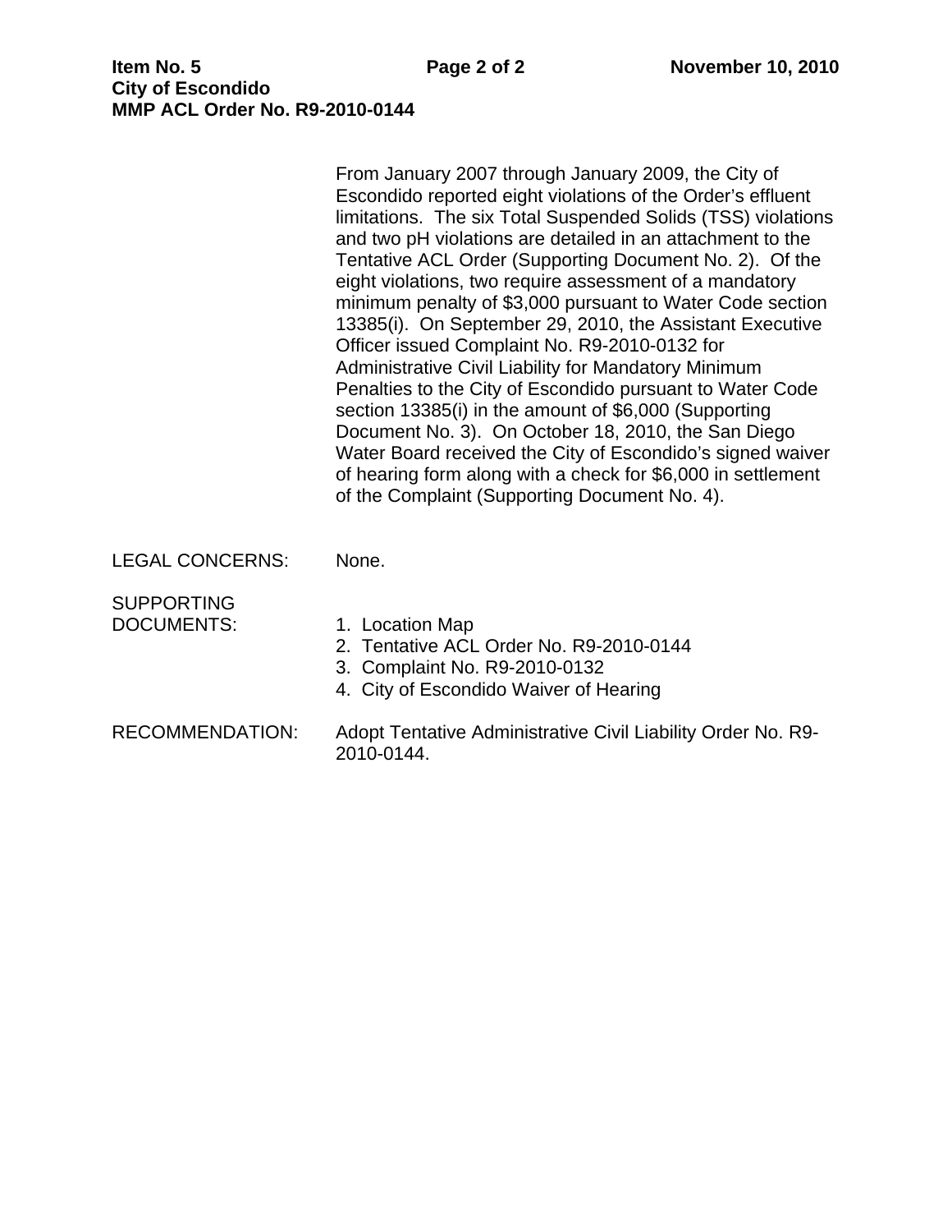From January 2007 through January 2009, the City of Escondido reported eight violations of the Order's effluent limitations. The six Total Suspended Solids (TSS) violations and two pH violations are detailed in an attachment to the Tentative ACL Order (Supporting Document No. 2). Of the eight violations, two require assessment of a mandatory minimum penalty of $3,000 pursuant to Water Code section 13385(i). On September 29, 2010, the Assistant Executive Officer issued Complaint No. R9-2010-0132 for Administrative Civil Liability for Mandatory Minimum Penalties to the City of Escondido pursuant to Water Code section 13385(i) in the amount of $6,000 (Supporting Document No. 3). On October 18, 2010, the San Diego Water Board received the City of Escondido's signed waiver of hearing form along with a check for $6,000 in settlement of the Complaint (Supporting Document No. 4).

LEGAL CONCERNS: None.

SUPPORTING DOCUMENTS:

1. Location Map
2. Tentative ACL Order No. R9-2010-0144
3. Complaint No. R9-2010-0132
4. City of Escondido Waiver of Hearing

RECOMMENDATION: Adopt Tentative Administrative Civil Liability Order No. R9-2010-0144.